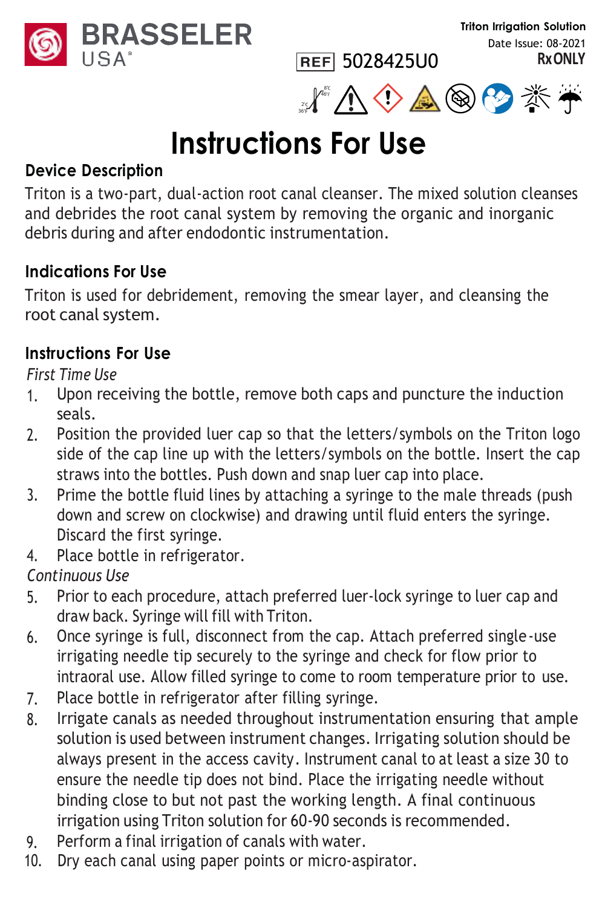BRASSELER USA®

Triton Irrigation Solution
Date Issue: 08-2021
Rx ONLY

REF 5028425U0

2°C 36°F – 8°C 46°F

# Instructions For Use

## Device Description

Triton is a two-part, dual-action root canal cleanser. The mixed solution cleanses and debrides the root canal system by removing the organic and inorganic debris during and after endodontic instrumentation.

## Indications For Use

Triton is used for debridement, removing the smear layer, and cleansing the root canal system.

## Instructions For Use

*First Time Use*

1. Upon receiving the bottle, remove both caps and puncture the induction seals.
2. Position the provided luer cap so that the letters/symbols on the Triton logo side of the cap line up with the letters/symbols on the bottle. Insert the cap straws into the bottles. Push down and snap luer cap into place.
3. Prime the bottle fluid lines by attaching a syringe to the male threads (push down and screw on clockwise) and drawing until fluid enters the syringe. Discard the first syringe.
4. Place bottle in refrigerator.

*Continuous Use*

5. Prior to each procedure, attach preferred luer-lock syringe to luer cap and draw back. Syringe will fill with Triton.
6. Once syringe is full, disconnect from the cap. Attach preferred single-use irrigating needle tip securely to the syringe and check for flow prior to intraoral use. Allow filled syringe to come to room temperature prior to use.
7. Place bottle in refrigerator after filling syringe.
8. Irrigate canals as needed throughout instrumentation ensuring that ample solution is used between instrument changes. Irrigating solution should be always present in the access cavity. Instrument canal to at least a size 30 to ensure the needle tip does not bind. Place the irrigating needle without binding close to but not past the working length. A final continuous irrigation using Triton solution for 60-90 seconds is recommended.
9. Perform a final irrigation of canals with water.
10. Dry each canal using paper points or micro-aspirator.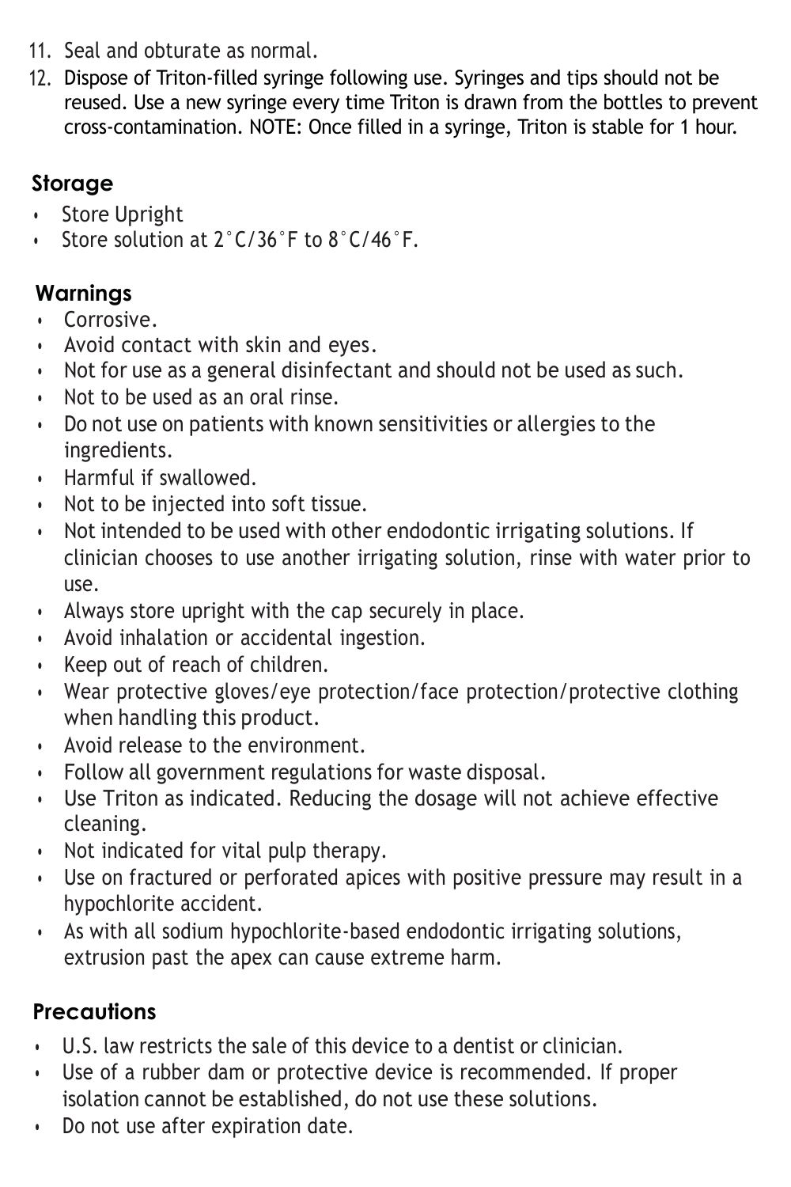11. Seal and obturate as normal.
12. Dispose of Triton-filled syringe following use. Syringes and tips should not be reused. Use a new syringe every time Triton is drawn from the bottles to prevent cross-contamination. NOTE: Once filled in a syringe, Triton is stable for 1 hour.

## Storage

- Store Upright
- Store solution at 2˚C/36˚F to 8˚C/46˚F.

## Warnings

- Corrosive.
- Avoid contact with skin and eyes.
- Not for use as a general disinfectant and should not be used as such.
- Not to be used as an oral rinse.
- Do not use on patients with known sensitivities or allergies to the ingredients.
- Harmful if swallowed.
- Not to be injected into soft tissue.
- Not intended to be used with other endodontic irrigating solutions. If clinician chooses to use another irrigating solution, rinse with water prior to use.
- Always store upright with the cap securely in place.
- Avoid inhalation or accidental ingestion.
- Keep out of reach of children.
- Wear protective gloves/eye protection/face protection/protective clothing when handling this product.
- Avoid release to the environment.
- Follow all government regulations for waste disposal.
- Use Triton as indicated. Reducing the dosage will not achieve effective cleaning.
- Not indicated for vital pulp therapy.
- Use on fractured or perforated apices with positive pressure may result in a hypochlorite accident.
- As with all sodium hypochlorite-based endodontic irrigating solutions, extrusion past the apex can cause extreme harm.

## Precautions

- U.S. law restricts the sale of this device to a dentist or clinician.
- Use of a rubber dam or protective device is recommended. If proper isolation cannot be established, do not use these solutions.
- Do not use after expiration date.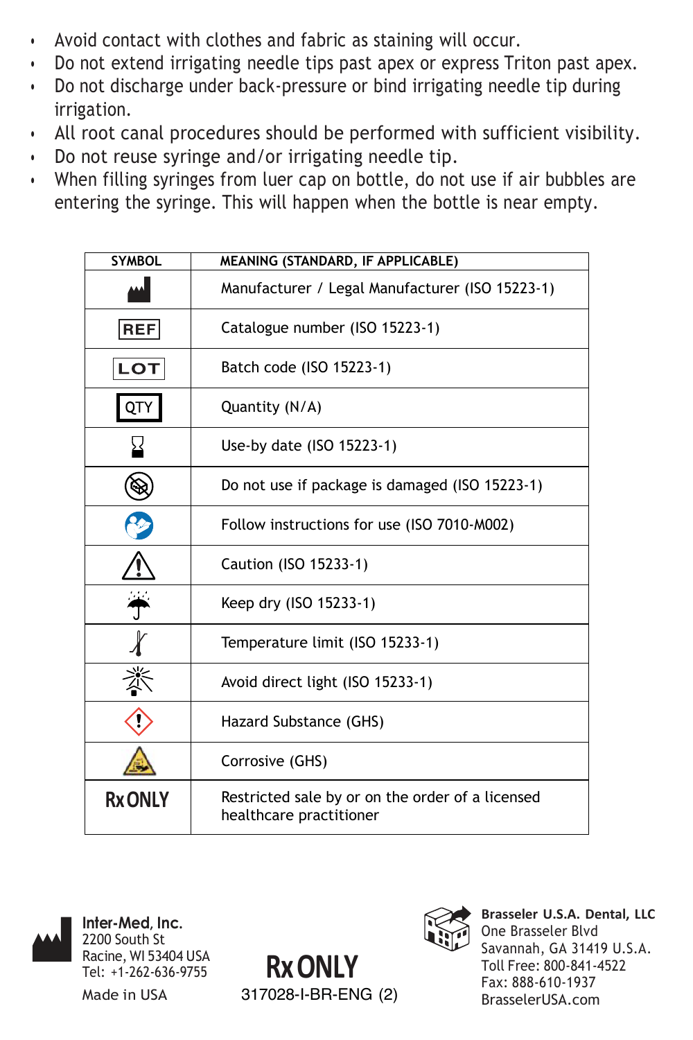- Avoid contact with clothes and fabric as staining will occur.
- Do not extend irrigating needle tips past apex or express Triton past apex.
- Do not discharge under back-pressure or bind irrigating needle tip during irrigation.
- All root canal procedures should be performed with sufficient visibility.
- Do not reuse syringe and/or irrigating needle tip.
- When filling syringes from luer cap on bottle, do not use if air bubbles are entering the syringe. This will happen when the bottle is near empty.

| SYMBOL | MEANING (STANDARD, IF APPLICABLE) |
|---|---|
| | Manufacturer / Legal Manufacturer (ISO 15223-1) |
| REF | Catalogue number (ISO 15223-1) |
| LOT | Batch code (ISO 15223-1) |
| QTY | Quantity (N/A) |
| | Use-by date (ISO 15223-1) |
| | Do not use if package is damaged (ISO 15223-1) |
| | Follow instructions for use (ISO 7010-M002) |
| | Caution (ISO 15233-1) |
| | Keep dry (ISO 15233-1) |
| | Temperature limit (ISO 15233-1) |
| | Avoid direct light (ISO 15233-1) |
| | Hazard Substance (GHS) |
| | Corrosive (GHS) |
| Rx ONLY | Restricted sale by or on the order of a licensed healthcare practitioner |

**Inter-Med, Inc.**
2200 South St
Racine, WI 53404 USA
Tel: +1-262-636-9755

Made in USA

Rx ONLY

317028-I-BR-ENG (2)

**Brasseler U.S.A. Dental, LLC**
One Brasseler Blvd
Savannah, GA 31419 U.S.A.
Toll Free: 800-841-4522
Fax: 888-610-1937
BrasselerUSA.com